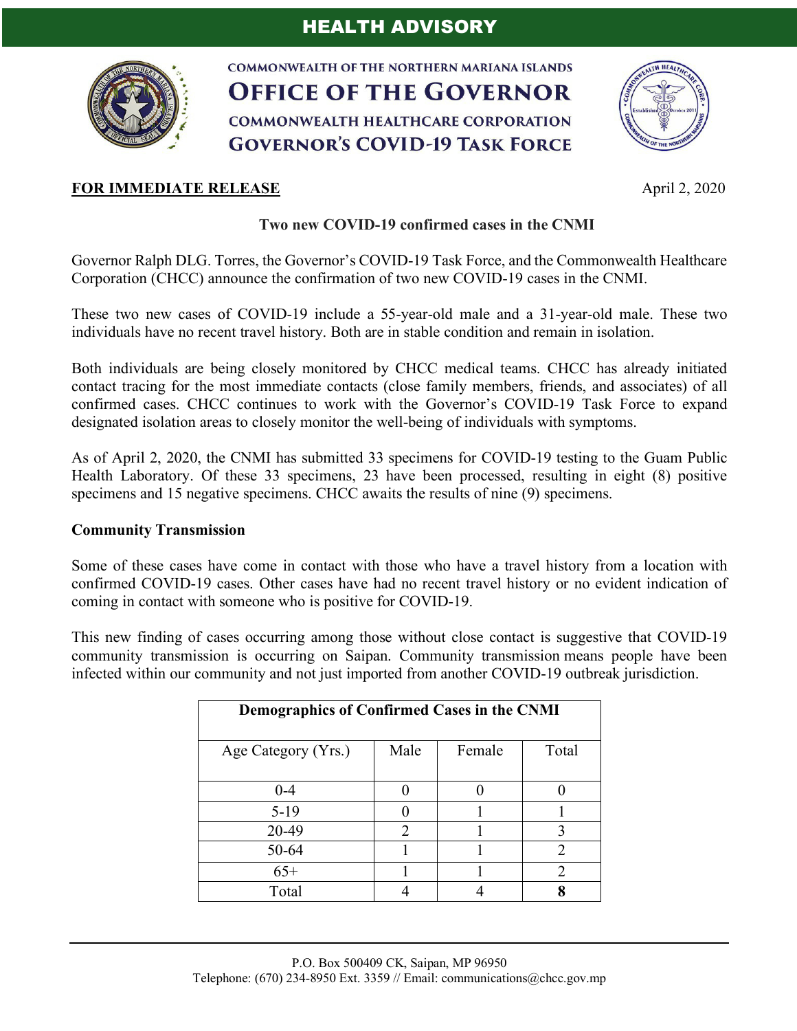# HEALTH ADVISORY

**COMMONWEALTH OF THE NORTHERN MARIANA ISLANDS**
**OFFICE OF THE GOVERNOR**
**COMMONWEALTH HEALTHCARE CORPORATION**
**GOVERNOR'S COVID-19 TASK FORCE**

**FOR IMMEDIATE RELEASE** April 2, 2020

## Two new COVID-19 confirmed cases in the CNMI

Governor Ralph DLG. Torres, the Governor's COVID-19 Task Force, and the Commonwealth Healthcare Corporation (CHCC) announce the confirmation of two new COVID-19 cases in the CNMI.

These two new cases of COVID-19 include a 55-year-old male and a 31-year-old male. These two individuals have no recent travel history. Both are in stable condition and remain in isolation.

Both individuals are being closely monitored by CHCC medical teams. CHCC has already initiated contact tracing for the most immediate contacts (close family members, friends, and associates) of all confirmed cases. CHCC continues to work with the Governor's COVID-19 Task Force to expand designated isolation areas to closely monitor the well-being of individuals with symptoms.

As of April 2, 2020, the CNMI has submitted 33 specimens for COVID-19 testing to the Guam Public Health Laboratory. Of these 33 specimens, 23 have been processed, resulting in eight (8) positive specimens and 15 negative specimens. CHCC awaits the results of nine (9) specimens.

### Community Transmission

Some of these cases have come in contact with those who have a travel history from a location with confirmed COVID-19 cases. Other cases have had no recent travel history or no evident indication of coming in contact with someone who is positive for COVID-19.

This new finding of cases occurring among those without close contact is suggestive that COVID-19 community transmission is occurring on Saipan. Community transmission means people have been infected within our community and not just imported from another COVID-19 outbreak jurisdiction.

**Demographics of Confirmed Cases in the CNMI**

| Age Category (Yrs.) | Male | Female | Total |
|---|---|---|---|
| 0-4 | 0 | 0 | 0 |
| 5-19 | 0 | 1 | 1 |
| 20-49 | 2 | 1 | 3 |
| 50-64 | 1 | 1 | 2 |
| 65+ | 1 | 1 | 2 |
| Total | 4 | 4 | **8** |

P.O. Box 500409 CK, Saipan, MP 96950
Telephone: (670) 234-8950 Ext. 3359 // Email: communications@chcc.gov.mp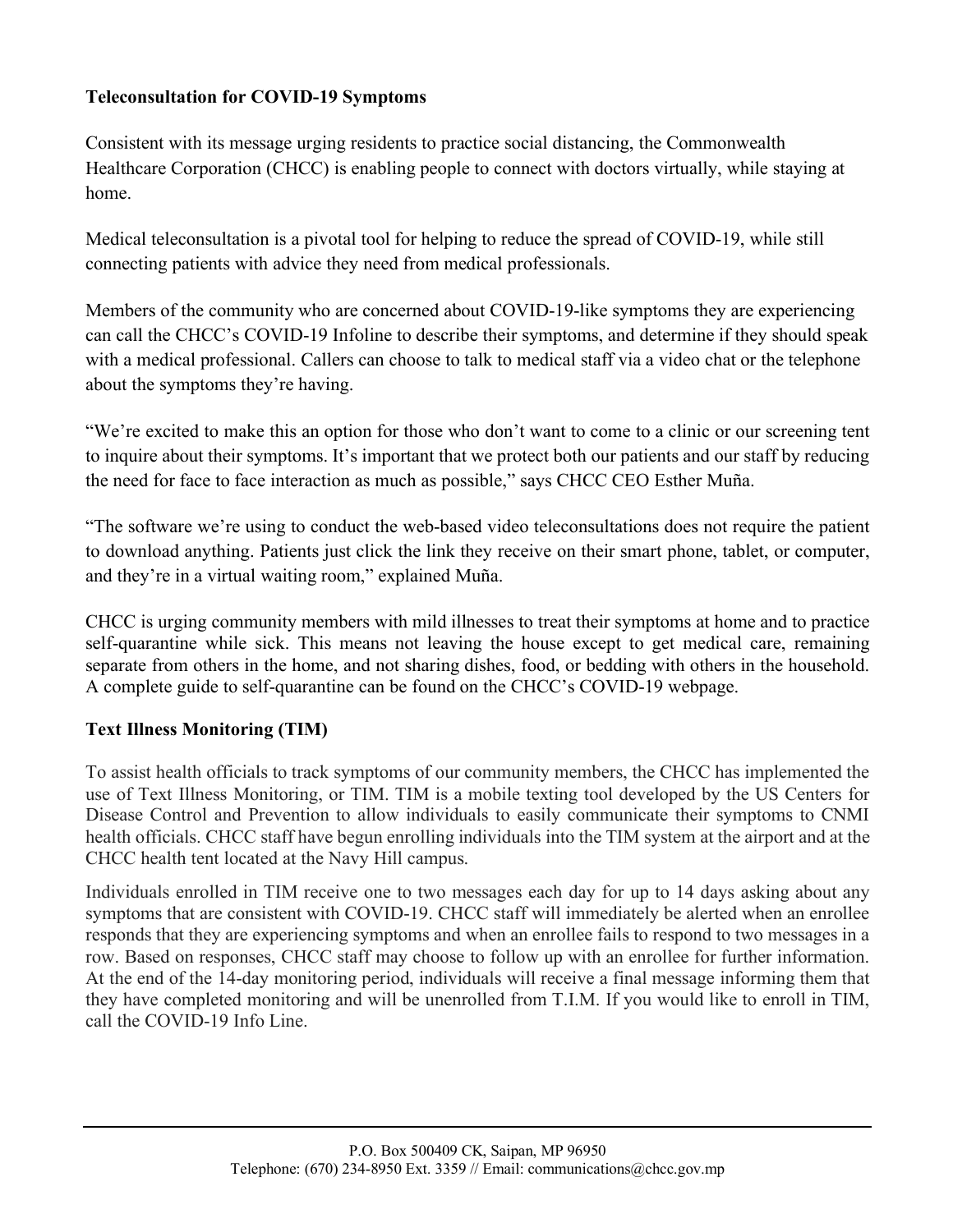**Teleconsultation for COVID-19 Symptoms**

Consistent with its message urging residents to practice social distancing, the Commonwealth Healthcare Corporation (CHCC) is enabling people to connect with doctors virtually, while staying at home.

Medical teleconsultation is a pivotal tool for helping to reduce the spread of COVID-19, while still connecting patients with advice they need from medical professionals.

Members of the community who are concerned about COVID-19-like symptoms they are experiencing can call the CHCC's COVID-19 Infoline to describe their symptoms, and determine if they should speak with a medical professional. Callers can choose to talk to medical staff via a video chat or the telephone about the symptoms they're having.

"We're excited to make this an option for those who don't want to come to a clinic or our screening tent to inquire about their symptoms. It's important that we protect both our patients and our staff by reducing the need for face to face interaction as much as possible," says CHCC CEO Esther Muña.

"The software we're using to conduct the web-based video teleconsultations does not require the patient to download anything. Patients just click the link they receive on their smart phone, tablet, or computer, and they're in a virtual waiting room," explained Muña.

CHCC is urging community members with mild illnesses to treat their symptoms at home and to practice self-quarantine while sick. This means not leaving the house except to get medical care, remaining separate from others in the home, and not sharing dishes, food, or bedding with others in the household. A complete guide to self-quarantine can be found on the CHCC's COVID-19 webpage.

**Text Illness Monitoring (TIM)**

To assist health officials to track symptoms of our community members, the CHCC has implemented the use of Text Illness Monitoring, or TIM. TIM is a mobile texting tool developed by the US Centers for Disease Control and Prevention to allow individuals to easily communicate their symptoms to CNMI health officials. CHCC staff have begun enrolling individuals into the TIM system at the airport and at the CHCC health tent located at the Navy Hill campus.

Individuals enrolled in TIM receive one to two messages each day for up to 14 days asking about any symptoms that are consistent with COVID-19. CHCC staff will immediately be alerted when an enrollee responds that they are experiencing symptoms and when an enrollee fails to respond to two messages in a row. Based on responses, CHCC staff may choose to follow up with an enrollee for further information. At the end of the 14-day monitoring period, individuals will receive a final message informing them that they have completed monitoring and will be unenrolled from T.I.M. If you would like to enroll in TIM, call the COVID-19 Info Line.

P.O. Box 500409 CK, Saipan, MP 96950
Telephone: (670) 234-8950 Ext. 3359 // Email: communications@chcc.gov.mp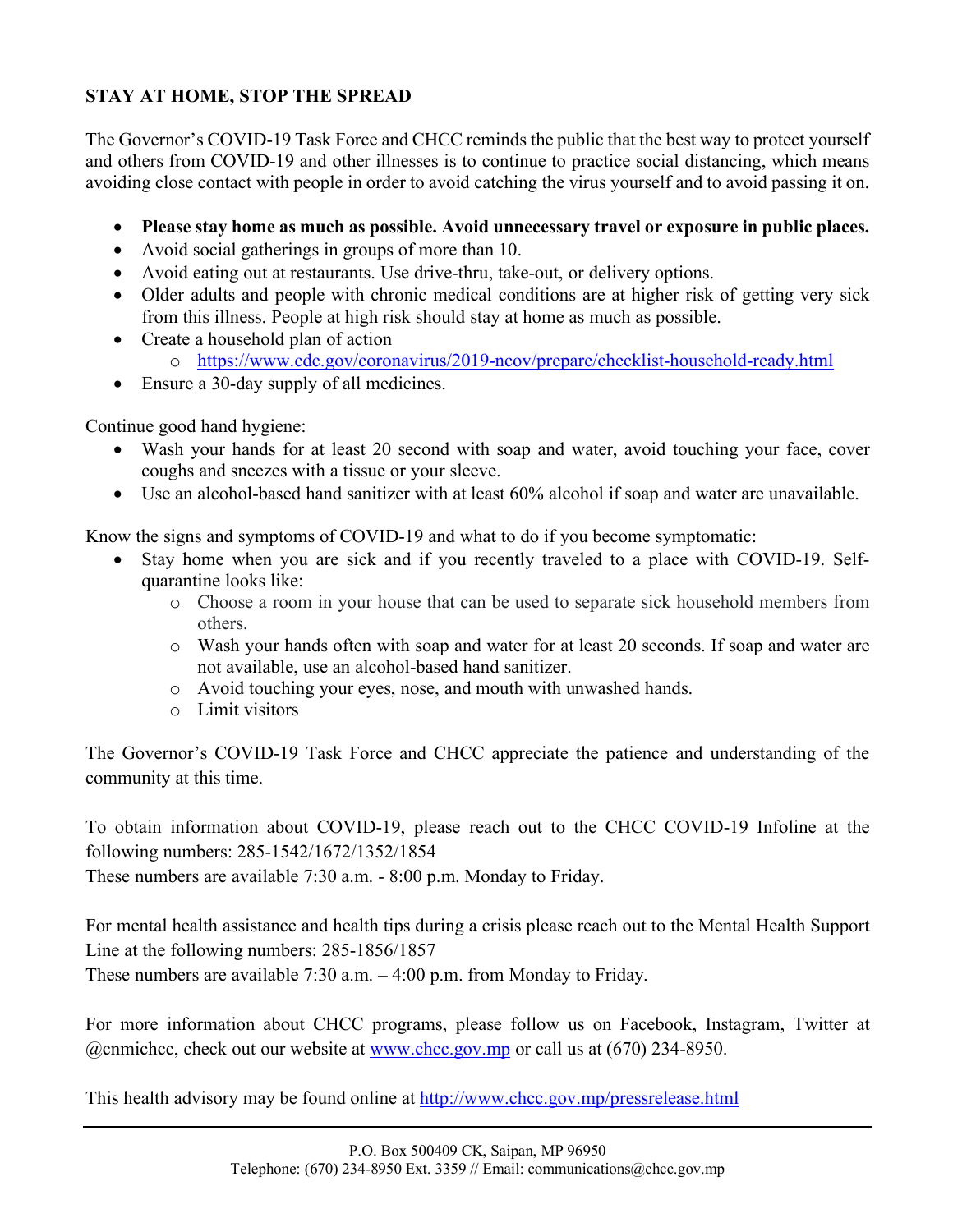**STAY AT HOME, STOP THE SPREAD**

The Governor's COVID-19 Task Force and CHCC reminds the public that the best way to protect yourself and others from COVID-19 and other illnesses is to continue to practice social distancing, which means avoiding close contact with people in order to avoid catching the virus yourself and to avoid passing it on.

- **Please stay home as much as possible. Avoid unnecessary travel or exposure in public places.**
- Avoid social gatherings in groups of more than 10.
- Avoid eating out at restaurants. Use drive-thru, take-out, or delivery options.
- Older adults and people with chronic medical conditions are at higher risk of getting very sick from this illness. People at high risk should stay at home as much as possible.
- Create a household plan of action
  - https://www.cdc.gov/coronavirus/2019-ncov/prepare/checklist-household-ready.html
- Ensure a 30-day supply of all medicines.

Continue good hand hygiene:

- Wash your hands for at least 20 second with soap and water, avoid touching your face, cover coughs and sneezes with a tissue or your sleeve.
- Use an alcohol-based hand sanitizer with at least 60% alcohol if soap and water are unavailable.

Know the signs and symptoms of COVID-19 and what to do if you become symptomatic:

- Stay home when you are sick and if you recently traveled to a place with COVID-19. Self-quarantine looks like:
  - Choose a room in your house that can be used to separate sick household members from others.
  - Wash your hands often with soap and water for at least 20 seconds. If soap and water are not available, use an alcohol-based hand sanitizer.
  - Avoid touching your eyes, nose, and mouth with unwashed hands.
  - Limit visitors

The Governor's COVID-19 Task Force and CHCC appreciate the patience and understanding of the community at this time.

To obtain information about COVID-19, please reach out to the CHCC COVID-19 Infoline at the following numbers: 285-1542/1672/1352/1854
These numbers are available 7:30 a.m. - 8:00 p.m. Monday to Friday.

For mental health assistance and health tips during a crisis please reach out to the Mental Health Support Line at the following numbers: 285-1856/1857
These numbers are available 7:30 a.m. – 4:00 p.m. from Monday to Friday.

For more information about CHCC programs, please follow us on Facebook, Instagram, Twitter at @cnmichcc, check out our website at www.chcc.gov.mp or call us at (670) 234-8950.

This health advisory may be found online at http://www.chcc.gov.mp/pressrelease.html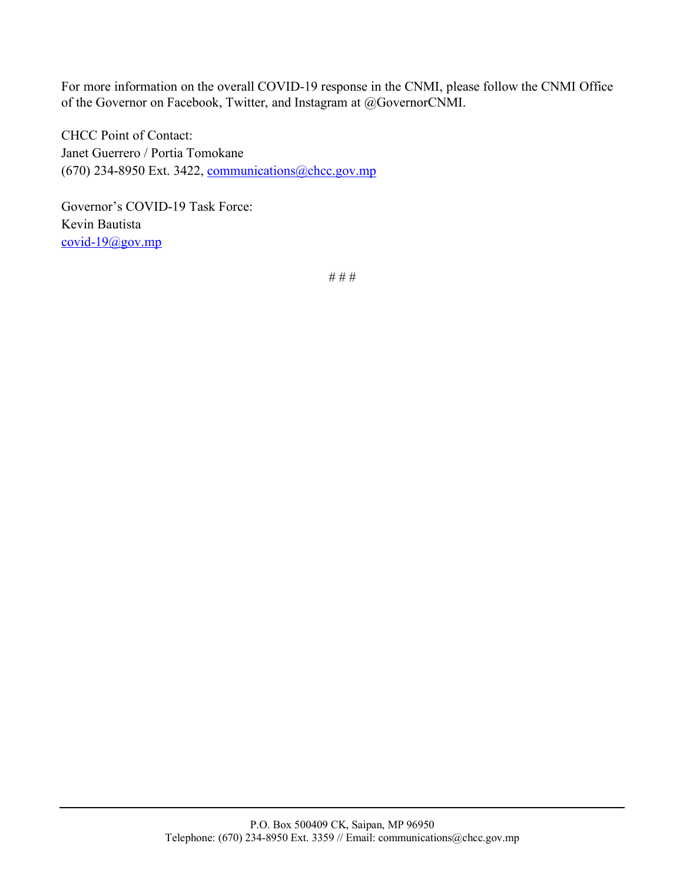For more information on the overall COVID-19 response in the CNMI, please follow the CNMI Office of the Governor on Facebook, Twitter, and Instagram at @GovernorCNMI.

CHCC Point of Contact:  
Janet Guerrero / Portia Tomokane  
(670) 234-8950 Ext. 3422, communications@chcc.gov.mp

Governor's COVID-19 Task Force:  
Kevin Bautista  
covid-19@gov.mp

# # #